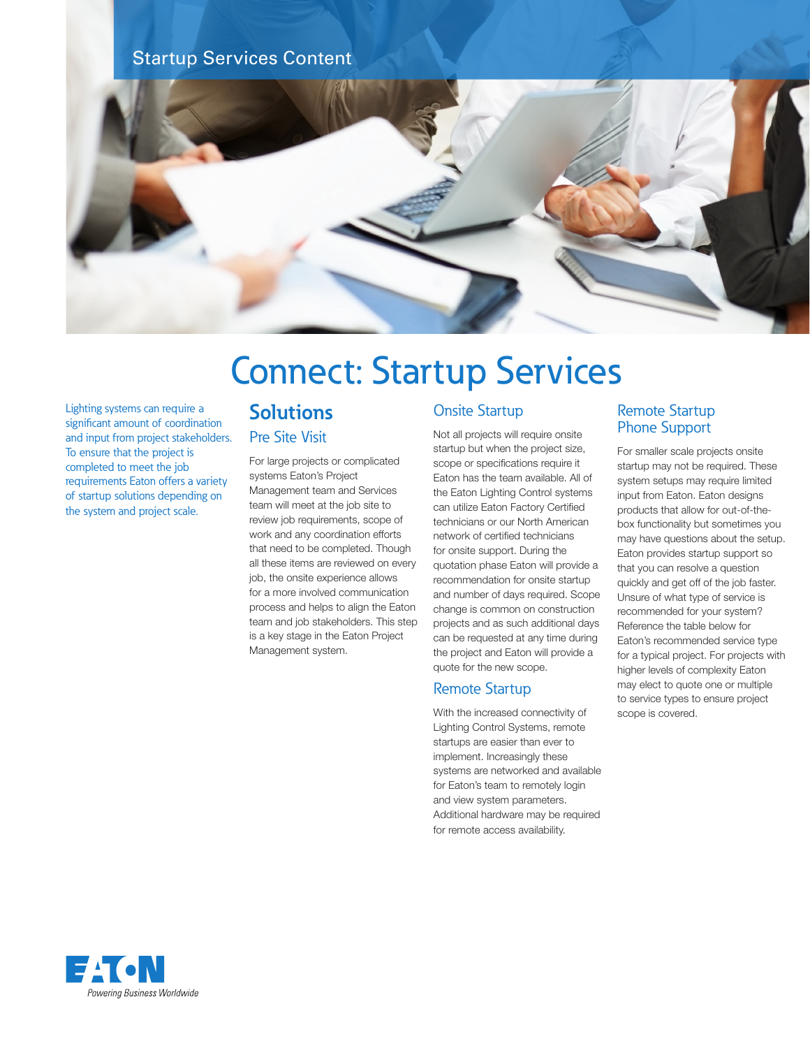Startup Services Content

# Connect: Startup Services

Lighting systems can require a significant amount of coordination and input from project stakeholders. To ensure that the project is completed to meet the job requirements Eaton offers a variety of startup solutions depending on the system and project scale.

## Solutions

### Pre Site Visit

For large projects or complicated systems Eaton's Project Management team and Services team will meet at the job site to review job requirements, scope of work and any coordination efforts that need to be completed. Though all these items are reviewed on every job, the onsite experience allows for a more involved communication process and helps to align the Eaton team and job stakeholders. This step is a key stage in the Eaton Project Management system.

### Onsite Startup

Not all projects will require onsite startup but when the project size, scope or specifications require it Eaton has the team available. All of the Eaton Lighting Control systems can utilize Eaton Factory Certified technicians or our North American network of certified technicians for onsite support. During the quotation phase Eaton will provide a recommendation for onsite startup and number of days required. Scope change is common on construction projects and as such additional days can be requested at any time during the project and Eaton will provide a quote for the new scope.

### Remote Startup

With the increased connectivity of Lighting Control Systems, remote startups are easier than ever to implement. Increasingly these systems are networked and available for Eaton's team to remotely login and view system parameters. Additional hardware may be required for remote access availability.

### Remote Startup Phone Support

For smaller scale projects onsite startup may not be required. These system setups may require limited input from Eaton. Eaton designs products that allow for out-of-the-box functionality but sometimes you may have questions about the setup. Eaton provides startup support so that you can resolve a question quickly and get off of the job faster. Unsure of what type of service is recommended for your system? Reference the table below for Eaton's recommended service type for a typical project. For projects with higher levels of complexity Eaton may elect to quote one or multiple to service types to ensure project scope is covered.

EATON
*Powering Business Worldwide*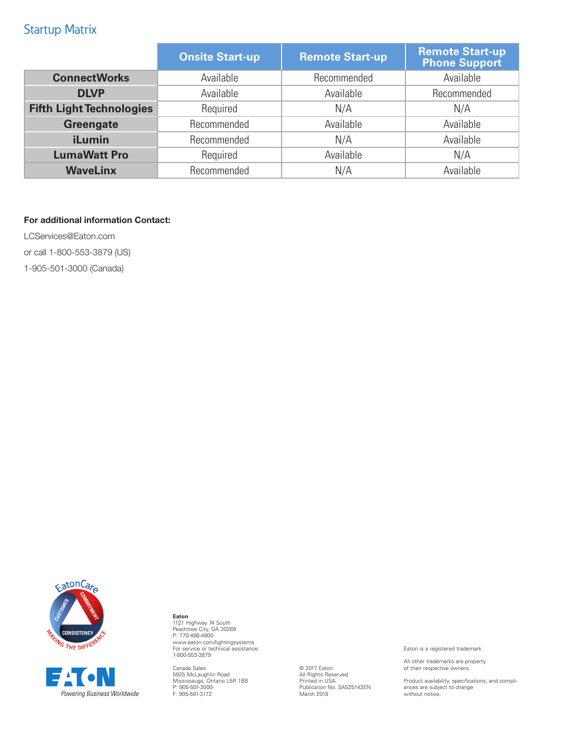## Startup Matrix

| | Onsite Start-up | Remote Start-up | Remote Start-up Phone Support |
|---|---|---|---|
| **ConnectWorks** | Available | Recommended | Available |
| **DLVP** | Available | Available | Recommended |
| **Fifth Light Technologies** | Required | N/A | N/A |
| **Greengate** | Recommended | Available | Available |
| **iLumin** | Recommended | N/A | Available |
| **LumaWatt Pro** | Required | Available | N/A |
| **WaveLinx** | Recommended | N/A | Available |

**For additional information Contact:**

LCServices@Eaton.com

or call 1-800-553-3879 (US)

1-905-501-3000 (Canada)

EatonCare
CUSTOMER
COMMITMENT
CONSISTENCY
MAKING THE DIFFERENCE

EATON
*Powering Business Worldwide*

**Eaton**
1121 Highway 74 South
Peachtree City, GA 30269
P: 770-486-4800
www.eaton.com/lightingsystems
For service or technical assistance:
1-800-553-3879

Canada Sales
5925 McLaughlin Road
Mississauga, Ontario L5R 1B8
P: 905-501-3000-
F: 905-501-3172

© 2017 Eaton
All Rights Reserved
Printed in USA
Publication No. SA525143EN
March 2018

Eaton is a registered trademark.

All other trademarks are property of their respective owners.

Product availability, specifications, and compliances are subject to change without notice.